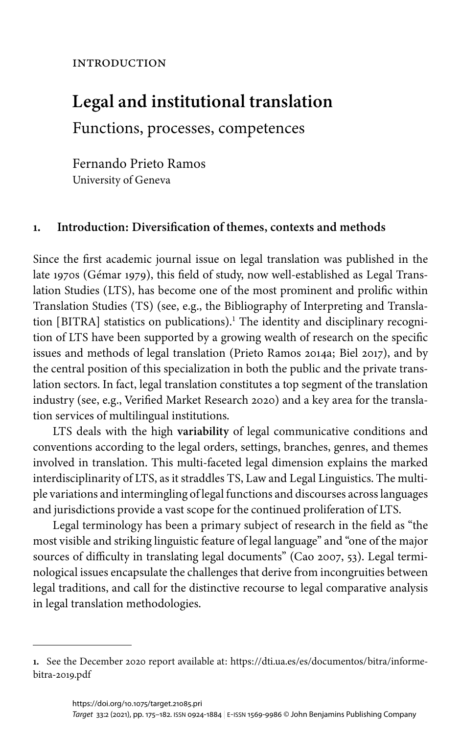INTRODUCTION

# Legal and institutional translation

## Functions, processes, competences

Fernando Prieto Ramos
University of Geneva

## 1. Introduction: Diversification of themes, contexts and methods

Since the first academic journal issue on legal translation was published in the late 1970s (Gémar 1979), this field of study, now well-established as Legal Translation Studies (LTS), has become one of the most prominent and prolific within Translation Studies (TS) (see, e.g., the Bibliography of Interpreting and Translation [BITRA] statistics on publications).[1] The identity and disciplinary recognition of LTS have been supported by a growing wealth of research on the specific issues and methods of legal translation (Prieto Ramos 2014a; Biel 2017), and by the central position of this specialization in both the public and the private translation sectors. In fact, legal translation constitutes a top segment of the translation industry (see, e.g., Verified Market Research 2020) and a key area for the translation services of multilingual institutions.

LTS deals with the high **variability** of legal communicative conditions and conventions according to the legal orders, settings, branches, genres, and themes involved in translation. This multi-faceted legal dimension explains the marked interdisciplinarity of LTS, as it straddles TS, Law and Legal Linguistics. The multiple variations and intermingling of legal functions and discourses across languages and jurisdictions provide a vast scope for the continued proliferation of LTS.

Legal terminology has been a primary subject of research in the field as "the most visible and striking linguistic feature of legal language" and "one of the major sources of difficulty in translating legal documents" (Cao 2007, 53). Legal terminological issues encapsulate the challenges that derive from incongruities between legal traditions, and call for the distinctive recourse to legal comparative analysis in legal translation methodologies.

---

1. See the December 2020 report available at: https://dti.ua.es/es/documentos/bitra/informe-bitra-2019.pdf

https://doi.org/10.1075/target.21085.pri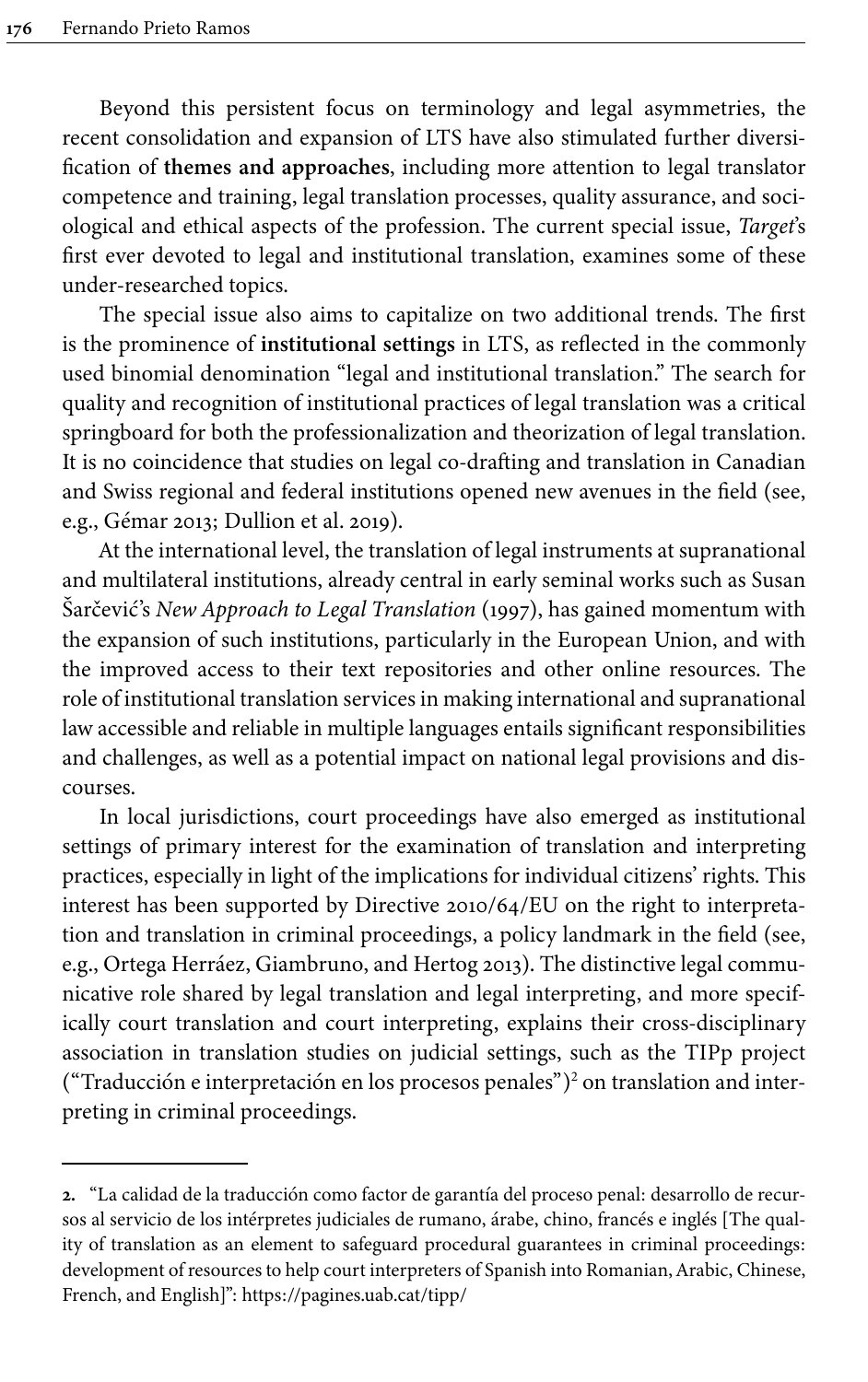Beyond this persistent focus on terminology and legal asymmetries, the recent consolidation and expansion of LTS have also stimulated further diversification of **themes and approaches**, including more attention to legal translator competence and training, legal translation processes, quality assurance, and sociological and ethical aspects of the profession. The current special issue, *Target*'s first ever devoted to legal and institutional translation, examines some of these under-researched topics.

The special issue also aims to capitalize on two additional trends. The first is the prominence of **institutional settings** in LTS, as reflected in the commonly used binomial denomination "legal and institutional translation." The search for quality and recognition of institutional practices of legal translation was a critical springboard for both the professionalization and theorization of legal translation. It is no coincidence that studies on legal co-drafting and translation in Canadian and Swiss regional and federal institutions opened new avenues in the field (see, e.g., Gémar 2013; Dullion et al. 2019).

At the international level, the translation of legal instruments at supranational and multilateral institutions, already central in early seminal works such as Susan Šarčević's *New Approach to Legal Translation* (1997), has gained momentum with the expansion of such institutions, particularly in the European Union, and with the improved access to their text repositories and other online resources. The role of institutional translation services in making international and supranational law accessible and reliable in multiple languages entails significant responsibilities and challenges, as well as a potential impact on national legal provisions and discourses.

In local jurisdictions, court proceedings have also emerged as institutional settings of primary interest for the examination of translation and interpreting practices, especially in light of the implications for individual citizens' rights. This interest has been supported by Directive 2010/64/EU on the right to interpretation and translation in criminal proceedings, a policy landmark in the field (see, e.g., Ortega Herráez, Giambruno, and Hertog 2013). The distinctive legal communicative role shared by legal translation and legal interpreting, and more specifically court translation and court interpreting, explains their cross-disciplinary association in translation studies on judicial settings, such as the TIPp project ("Traducción e interpretación en los procesos penales")[2] on translation and interpreting in criminal proceedings.

---

**2.** "La calidad de la traducción como factor de garantía del proceso penal: desarrollo de recursos al servicio de los intérpretes judiciales de rumano, árabe, chino, francés e inglés [The quality of translation as an element to safeguard procedural guarantees in criminal proceedings: development of resources to help court interpreters of Spanish into Romanian, Arabic, Chinese, French, and English]": https://pagines.uab.cat/tipp/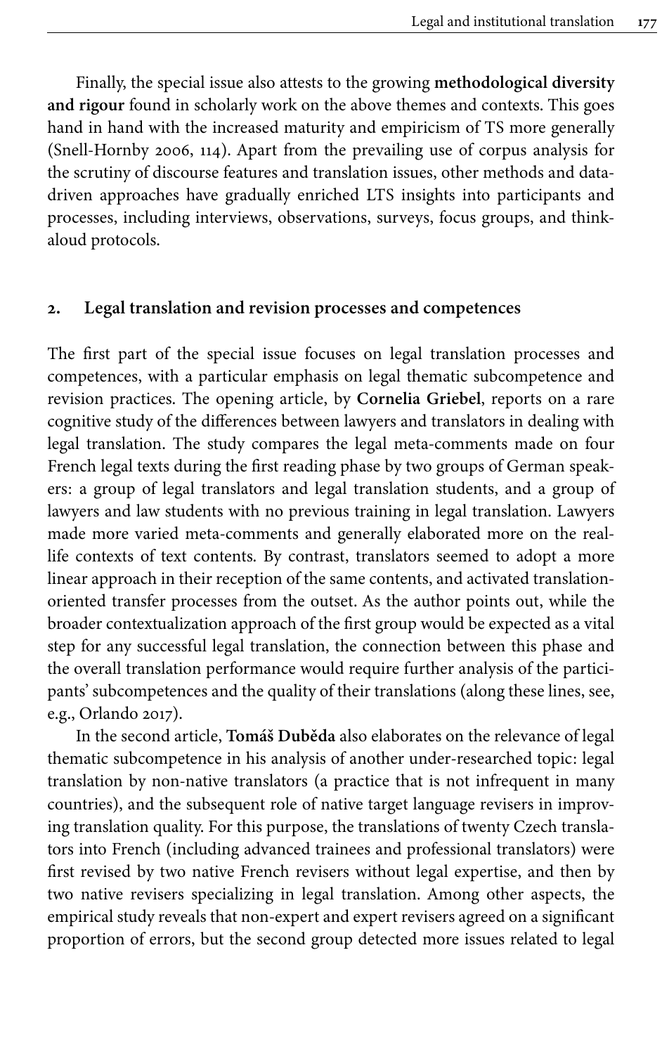Finally, the special issue also attests to the growing **methodological diversity and rigour** found in scholarly work on the above themes and contexts. This goes hand in hand with the increased maturity and empiricism of TS more generally (Snell-Hornby 2006, 114). Apart from the prevailing use of corpus analysis for the scrutiny of discourse features and translation issues, other methods and data-driven approaches have gradually enriched LTS insights into participants and processes, including interviews, observations, surveys, focus groups, and think-aloud protocols.

## 2. Legal translation and revision processes and competences

The first part of the special issue focuses on legal translation processes and competences, with a particular emphasis on legal thematic subcompetence and revision practices. The opening article, by **Cornelia Griebel**, reports on a rare cognitive study of the differences between lawyers and translators in dealing with legal translation. The study compares the legal meta-comments made on four French legal texts during the first reading phase by two groups of German speakers: a group of legal translators and legal translation students, and a group of lawyers and law students with no previous training in legal translation. Lawyers made more varied meta-comments and generally elaborated more on the real-life contexts of text contents. By contrast, translators seemed to adopt a more linear approach in their reception of the same contents, and activated translation-oriented transfer processes from the outset. As the author points out, while the broader contextualization approach of the first group would be expected as a vital step for any successful legal translation, the connection between this phase and the overall translation performance would require further analysis of the participants' subcompetences and the quality of their translations (along these lines, see, e.g., Orlando 2017).

In the second article, **Tomáš Duběda** also elaborates on the relevance of legal thematic subcompetence in his analysis of another under-researched topic: legal translation by non-native translators (a practice that is not infrequent in many countries), and the subsequent role of native target language revisers in improving translation quality. For this purpose, the translations of twenty Czech translators into French (including advanced trainees and professional translators) were first revised by two native French revisers without legal expertise, and then by two native revisers specializing in legal translation. Among other aspects, the empirical study reveals that non-expert and expert revisers agreed on a significant proportion of errors, but the second group detected more issues related to legal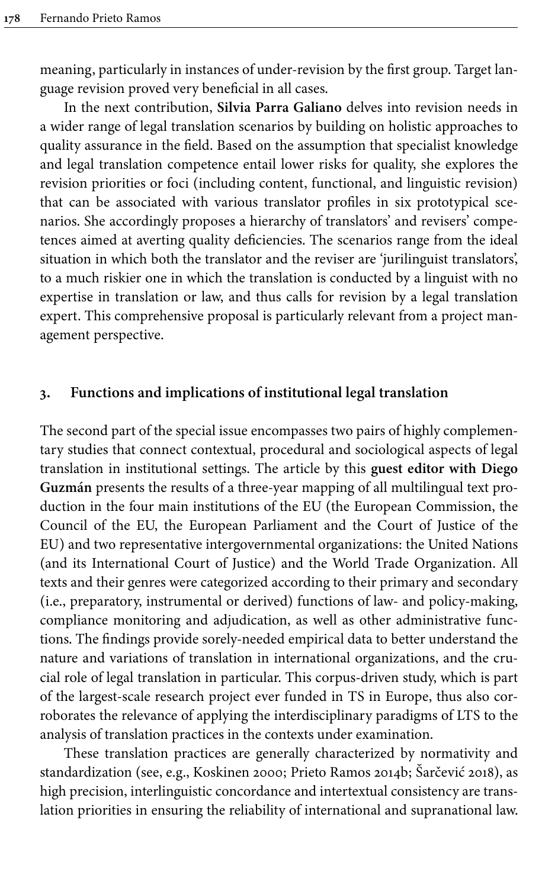meaning, particularly in instances of under-revision by the first group. Target language revision proved very beneficial in all cases.

In the next contribution, **Silvia Parra Galiano** delves into revision needs in a wider range of legal translation scenarios by building on holistic approaches to quality assurance in the field. Based on the assumption that specialist knowledge and legal translation competence entail lower risks for quality, she explores the revision priorities or foci (including content, functional, and linguistic revision) that can be associated with various translator profiles in six prototypical scenarios. She accordingly proposes a hierarchy of translators' and revisers' competences aimed at averting quality deficiencies. The scenarios range from the ideal situation in which both the translator and the reviser are 'jurilinguist translators', to a much riskier one in which the translation is conducted by a linguist with no expertise in translation or law, and thus calls for revision by a legal translation expert. This comprehensive proposal is particularly relevant from a project management perspective.

## 3. Functions and implications of institutional legal translation

The second part of the special issue encompasses two pairs of highly complementary studies that connect contextual, procedural and sociological aspects of legal translation in institutional settings. The article by this **guest editor with Diego Guzmán** presents the results of a three-year mapping of all multilingual text production in the four main institutions of the EU (the European Commission, the Council of the EU, the European Parliament and the Court of Justice of the EU) and two representative intergovernmental organizations: the United Nations (and its International Court of Justice) and the World Trade Organization. All texts and their genres were categorized according to their primary and secondary (i.e., preparatory, instrumental or derived) functions of law- and policy-making, compliance monitoring and adjudication, as well as other administrative functions. The findings provide sorely-needed empirical data to better understand the nature and variations of translation in international organizations, and the crucial role of legal translation in particular. This corpus-driven study, which is part of the largest-scale research project ever funded in TS in Europe, thus also corroborates the relevance of applying the interdisciplinary paradigms of LTS to the analysis of translation practices in the contexts under examination.

These translation practices are generally characterized by normativity and standardization (see, e.g., Koskinen 2000; Prieto Ramos 2014b; Šarčević 2018), as high precision, interlinguistic concordance and intertextual consistency are translation priorities in ensuring the reliability of international and supranational law.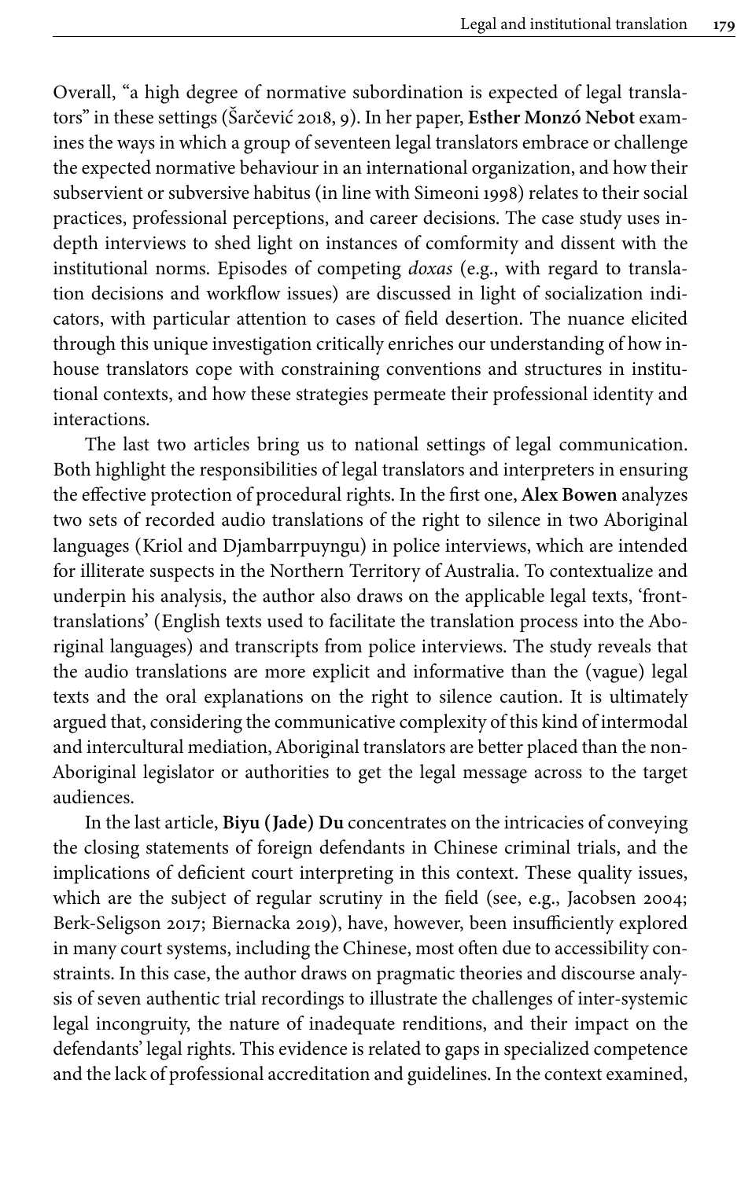Overall, "a high degree of normative subordination is expected of legal translators" in these settings (Šarčević 2018, 9). In her paper, **Esther Monzó Nebot** examines the ways in which a group of seventeen legal translators embrace or challenge the expected normative behaviour in an international organization, and how their subservient or subversive habitus (in line with Simeoni 1998) relates to their social practices, professional perceptions, and career decisions. The case study uses in-depth interviews to shed light on instances of comformity and dissent with the institutional norms. Episodes of competing *doxas* (e.g., with regard to translation decisions and workflow issues) are discussed in light of socialization indicators, with particular attention to cases of field desertion. The nuance elicited through this unique investigation critically enriches our understanding of how in-house translators cope with constraining conventions and structures in institutional contexts, and how these strategies permeate their professional identity and interactions.

The last two articles bring us to national settings of legal communication. Both highlight the responsibilities of legal translators and interpreters in ensuring the effective protection of procedural rights. In the first one, **Alex Bowen** analyzes two sets of recorded audio translations of the right to silence in two Aboriginal languages (Kriol and Djambarrpuyngu) in police interviews, which are intended for illiterate suspects in the Northern Territory of Australia. To contextualize and underpin his analysis, the author also draws on the applicable legal texts, 'front-translations' (English texts used to facilitate the translation process into the Aboriginal languages) and transcripts from police interviews. The study reveals that the audio translations are more explicit and informative than the (vague) legal texts and the oral explanations on the right to silence caution. It is ultimately argued that, considering the communicative complexity of this kind of intermodal and intercultural mediation, Aboriginal translators are better placed than the non-Aboriginal legislator or authorities to get the legal message across to the target audiences.

In the last article, **Biyu (Jade) Du** concentrates on the intricacies of conveying the closing statements of foreign defendants in Chinese criminal trials, and the implications of deficient court interpreting in this context. These quality issues, which are the subject of regular scrutiny in the field (see, e.g., Jacobsen 2004; Berk-Seligson 2017; Biernacka 2019), have, however, been insufficiently explored in many court systems, including the Chinese, most often due to accessibility constraints. In this case, the author draws on pragmatic theories and discourse analysis of seven authentic trial recordings to illustrate the challenges of inter-systemic legal incongruity, the nature of inadequate renditions, and their impact on the defendants' legal rights. This evidence is related to gaps in specialized competence and the lack of professional accreditation and guidelines. In the context examined,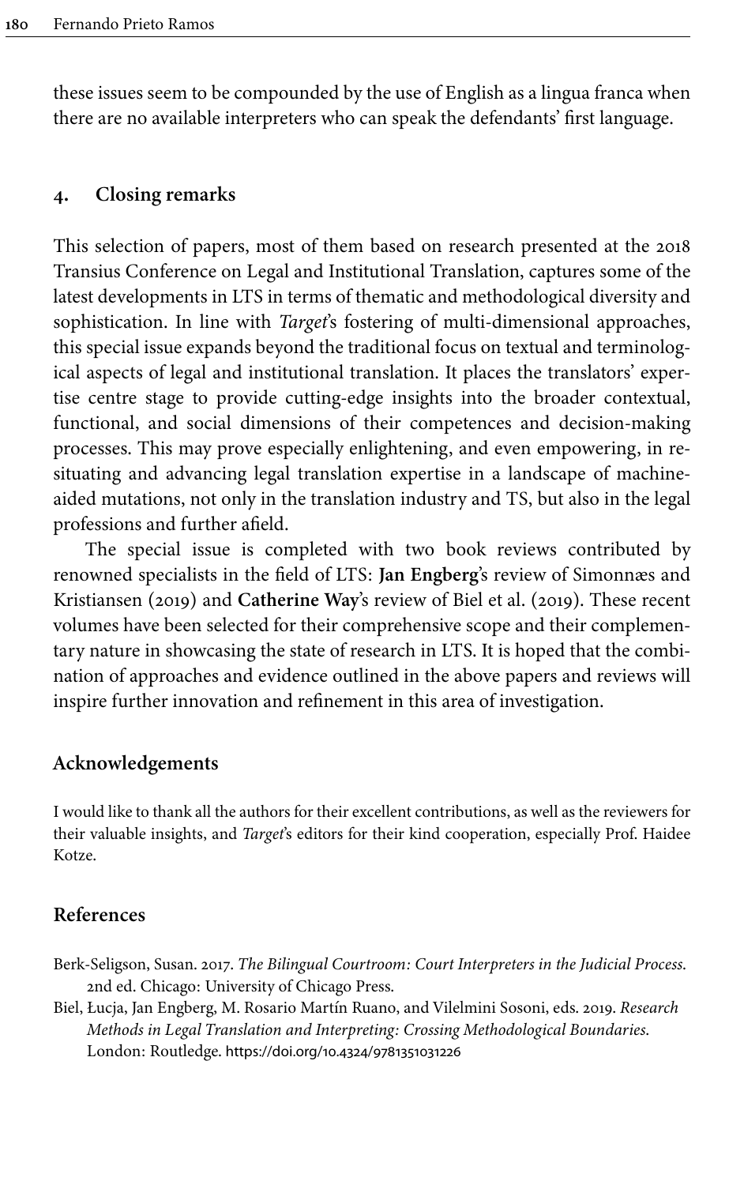these issues seem to be compounded by the use of English as a lingua franca when there are no available interpreters who can speak the defendants' first language.

## 4. Closing remarks

This selection of papers, most of them based on research presented at the 2018 Transius Conference on Legal and Institutional Translation, captures some of the latest developments in LTS in terms of thematic and methodological diversity and sophistication. In line with *Target*'s fostering of multi-dimensional approaches, this special issue expands beyond the traditional focus on textual and terminological aspects of legal and institutional translation. It places the translators' expertise centre stage to provide cutting-edge insights into the broader contextual, functional, and social dimensions of their competences and decision-making processes. This may prove especially enlightening, and even empowering, in resituating and advancing legal translation expertise in a landscape of machine-aided mutations, not only in the translation industry and TS, but also in the legal professions and further afield.

The special issue is completed with two book reviews contributed by renowned specialists in the field of LTS: **Jan Engberg**'s review of Simonnæs and Kristiansen (2019) and **Catherine Way**'s review of Biel et al. (2019). These recent volumes have been selected for their comprehensive scope and their complementary nature in showcasing the state of research in LTS. It is hoped that the combination of approaches and evidence outlined in the above papers and reviews will inspire further innovation and refinement in this area of investigation.

## Acknowledgements

I would like to thank all the authors for their excellent contributions, as well as the reviewers for their valuable insights, and *Target*'s editors for their kind cooperation, especially Prof. Haidee Kotze.

## References

Berk-Seligson, Susan. 2017. *The Bilingual Courtroom: Court Interpreters in the Judicial Process.* 2nd ed. Chicago: University of Chicago Press.

Biel, Łucja, Jan Engberg, M. Rosario Martín Ruano, and Vilelmini Sosoni, eds. 2019. *Research Methods in Legal Translation and Interpreting: Crossing Methodological Boundaries.* London: Routledge. https://doi.org/10.4324/9781351031226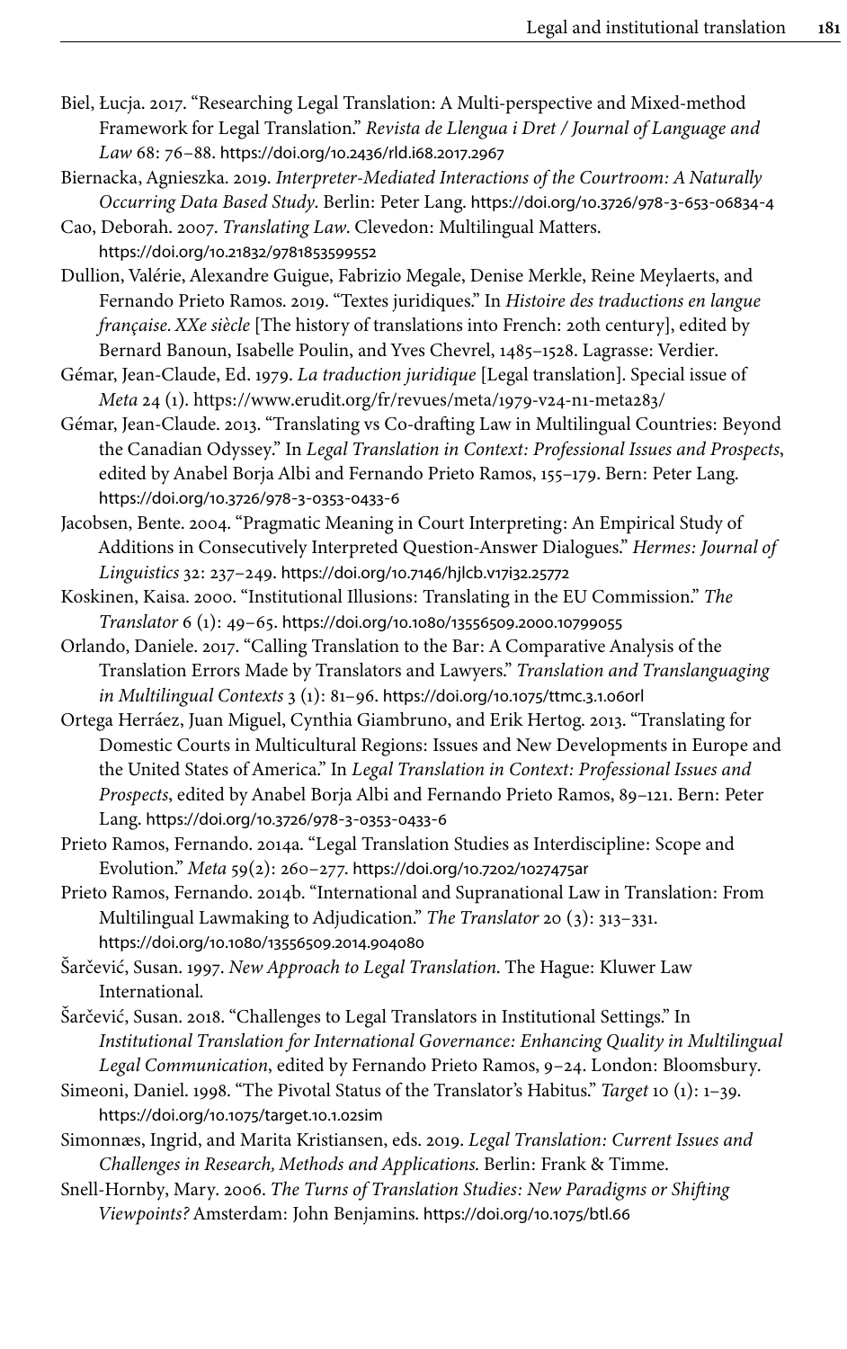Biel, Łucja. 2017. "Researching Legal Translation: A Multi-perspective and Mixed-method Framework for Legal Translation." *Revista de Llengua i Dret / Journal of Language and Law* 68: 76–88. https://doi.org/10.2436/rld.i68.2017.2967

Biernacka, Agnieszka. 2019. *Interpreter-Mediated Interactions of the Courtroom: A Naturally Occurring Data Based Study*. Berlin: Peter Lang. https://doi.org/10.3726/978-3-653-06834-4

Cao, Deborah. 2007. *Translating Law*. Clevedon: Multilingual Matters. https://doi.org/10.21832/9781853599552

Dullion, Valérie, Alexandre Guigue, Fabrizio Megale, Denise Merkle, Reine Meylaerts, and Fernando Prieto Ramos. 2019. "Textes juridiques." In *Histoire des traductions en langue française. XXe siècle* [The history of translations into French: 20th century], edited by Bernard Banoun, Isabelle Poulin, and Yves Chevrel, 1485–1528. Lagrasse: Verdier.

Gémar, Jean-Claude, Ed. 1979. *La traduction juridique* [Legal translation]. Special issue of *Meta* 24 (1). https://www.erudit.org/fr/revues/meta/1979-v24-n1-meta283/

Gémar, Jean-Claude. 2013. "Translating vs Co-drafting Law in Multilingual Countries: Beyond the Canadian Odyssey." In *Legal Translation in Context: Professional Issues and Prospects*, edited by Anabel Borja Albi and Fernando Prieto Ramos, 155–179. Bern: Peter Lang. https://doi.org/10.3726/978-3-0353-0433-6

Jacobsen, Bente. 2004. "Pragmatic Meaning in Court Interpreting: An Empirical Study of Additions in Consecutively Interpreted Question-Answer Dialogues." *Hermes: Journal of Linguistics* 32: 237–249. https://doi.org/10.7146/hjlcb.v17i32.25772

Koskinen, Kaisa. 2000. "Institutional Illusions: Translating in the EU Commission." *The Translator* 6 (1): 49–65. https://doi.org/10.1080/13556509.2000.10799055

Orlando, Daniele. 2017. "Calling Translation to the Bar: A Comparative Analysis of the Translation Errors Made by Translators and Lawyers." *Translation and Translanguaging in Multilingual Contexts* 3 (1): 81–96. https://doi.org/10.1075/ttmc.3.1.06orl

Ortega Herráez, Juan Miguel, Cynthia Giambruno, and Erik Hertog. 2013. "Translating for Domestic Courts in Multicultural Regions: Issues and New Developments in Europe and the United States of America." In *Legal Translation in Context: Professional Issues and Prospects*, edited by Anabel Borja Albi and Fernando Prieto Ramos, 89–121. Bern: Peter Lang. https://doi.org/10.3726/978-3-0353-0433-6

Prieto Ramos, Fernando. 2014a. "Legal Translation Studies as Interdiscipline: Scope and Evolution." *Meta* 59(2): 260–277. https://doi.org/10.7202/1027475ar

Prieto Ramos, Fernando. 2014b. "International and Supranational Law in Translation: From Multilingual Lawmaking to Adjudication." *The Translator* 20 (3): 313–331. https://doi.org/10.1080/13556509.2014.904080

Šarčević, Susan. 1997. *New Approach to Legal Translation*. The Hague: Kluwer Law International.

Šarčević, Susan. 2018. "Challenges to Legal Translators in Institutional Settings." In *Institutional Translation for International Governance: Enhancing Quality in Multilingual Legal Communication*, edited by Fernando Prieto Ramos, 9–24. London: Bloomsbury.

Simeoni, Daniel. 1998. "The Pivotal Status of the Translator's Habitus." *Target* 10 (1): 1–39. https://doi.org/10.1075/target.10.1.02sim

Simonnæs, Ingrid, and Marita Kristiansen, eds. 2019. *Legal Translation: Current Issues and Challenges in Research, Methods and Applications*. Berlin: Frank & Timme.

Snell-Hornby, Mary. 2006. *The Turns of Translation Studies: New Paradigms or Shifting Viewpoints?* Amsterdam: John Benjamins. https://doi.org/10.1075/btl.66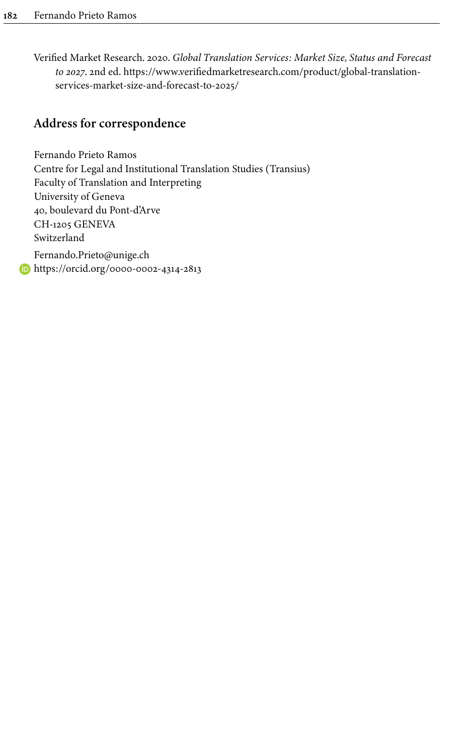Verified Market Research. 2020. *Global Translation Services: Market Size, Status and Forecast to 2027*. 2nd ed. https://www.verifiedmarketresearch.com/product/global-translation-services-market-size-and-forecast-to-2025/

## Address for correspondence

Fernando Prieto Ramos
Centre for Legal and Institutional Translation Studies (Transius)
Faculty of Translation and Interpreting
University of Geneva
40, boulevard du Pont-d'Arve
CH-1205 GENEVA
Switzerland

Fernando.Prieto@unige.ch
https://orcid.org/0000-0002-4314-2813